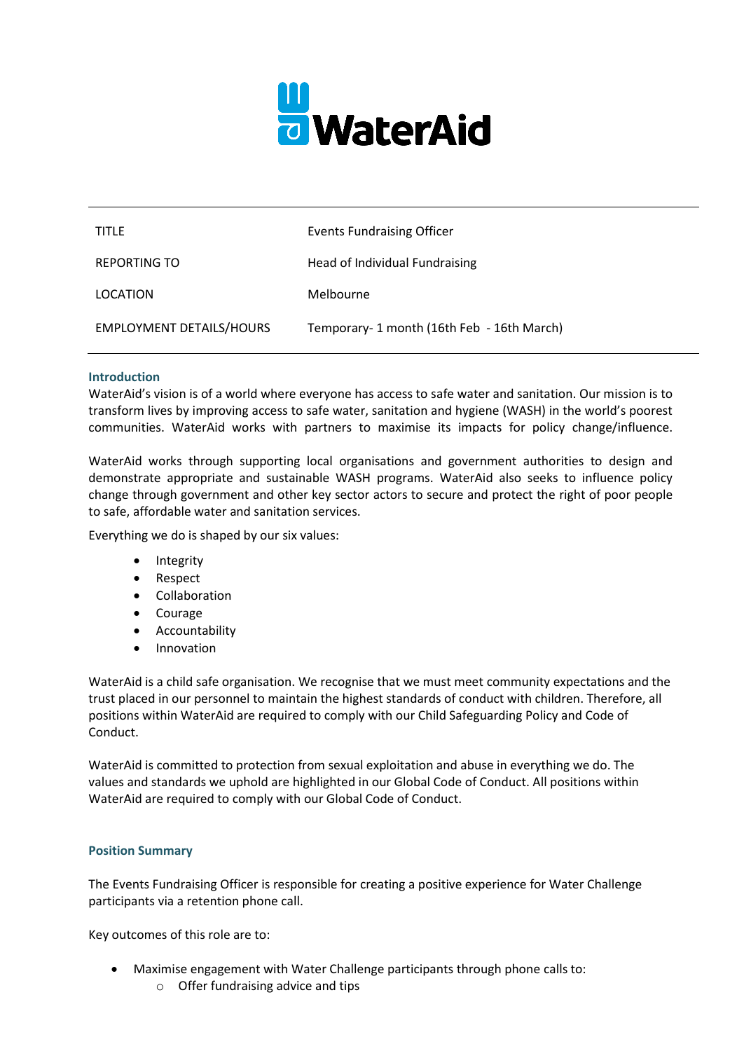WaterAid

| TITLE | Events Fundraising Officer |
| --- | --- |
| REPORTING TO | Head of Individual Fundraising |
| LOCATION | Melbourne |
| EMPLOYMENT DETAILS/HOURS | Temporary- 1 month (16th Feb - 16th March) |

## Introduction

WaterAid's vision is of a world where everyone has access to safe water and sanitation. Our mission is to transform lives by improving access to safe water, sanitation and hygiene (WASH) in the world's poorest communities. WaterAid works with partners to maximise its impacts for policy change/influence.

WaterAid works through supporting local organisations and government authorities to design and demonstrate appropriate and sustainable WASH programs. WaterAid also seeks to influence policy change through government and other key sector actors to secure and protect the right of poor people to safe, affordable water and sanitation services.

Everything we do is shaped by our six values:

- Integrity
- Respect
- Collaboration
- Courage
- Accountability
- Innovation

WaterAid is a child safe organisation. We recognise that we must meet community expectations and the trust placed in our personnel to maintain the highest standards of conduct with children. Therefore, all positions within WaterAid are required to comply with our Child Safeguarding Policy and Code of Conduct.

WaterAid is committed to protection from sexual exploitation and abuse in everything we do. The values and standards we uphold are highlighted in our Global Code of Conduct. All positions within WaterAid are required to comply with our Global Code of Conduct.

## Position Summary

The Events Fundraising Officer is responsible for creating a positive experience for Water Challenge participants via a retention phone call.

Key outcomes of this role are to:

- Maximise engagement with Water Challenge participants through phone calls to:
  - Offer fundraising advice and tips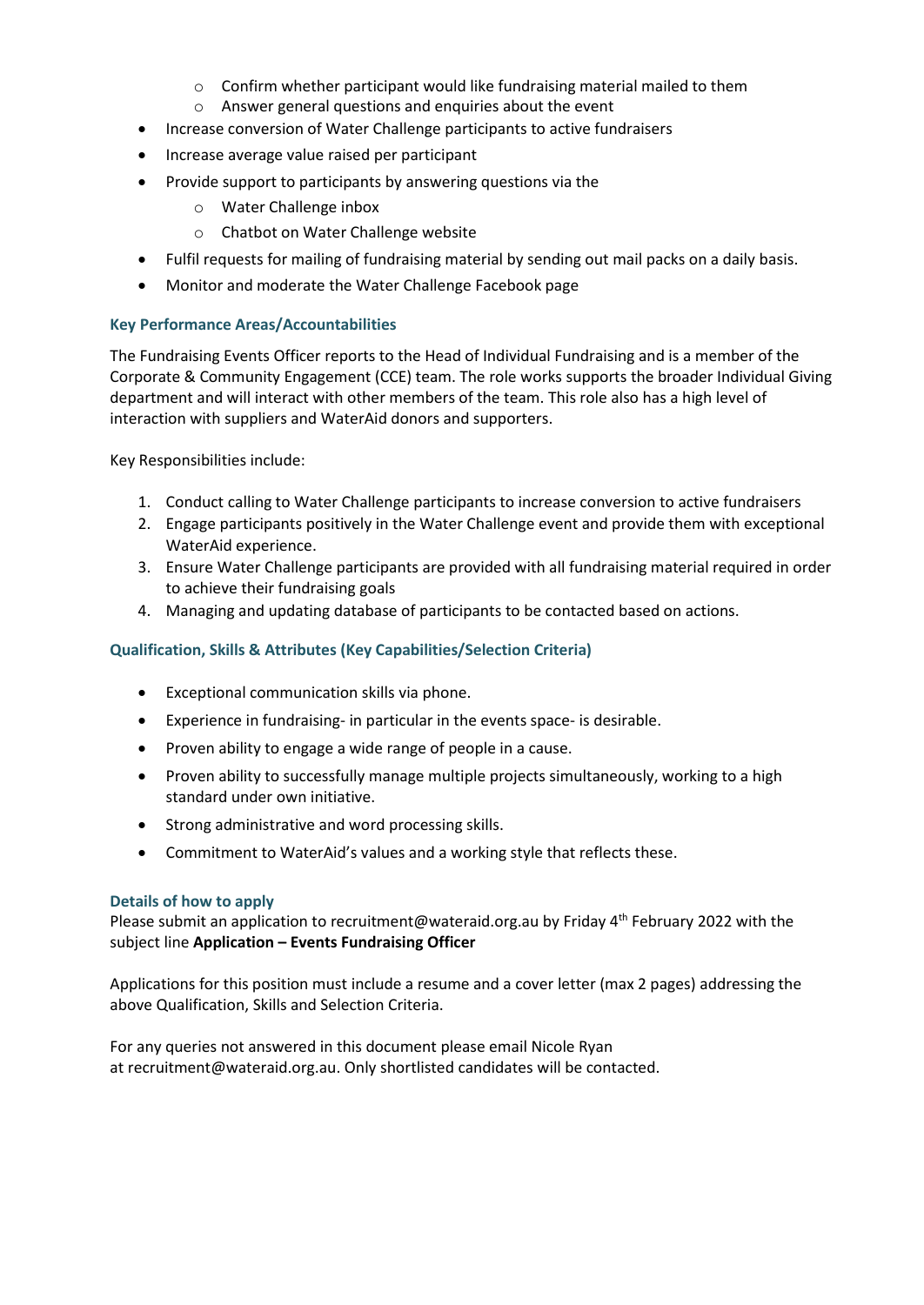- Confirm whether participant would like fundraising material mailed to them
  - Answer general questions and enquiries about the event
- Increase conversion of Water Challenge participants to active fundraisers
- Increase average value raised per participant
- Provide support to participants by answering questions via the
  - Water Challenge inbox
  - Chatbot on Water Challenge website
- Fulfil requests for mailing of fundraising material by sending out mail packs on a daily basis.
- Monitor and moderate the Water Challenge Facebook page

### Key Performance Areas/Accountabilities

The Fundraising Events Officer reports to the Head of Individual Fundraising and is a member of the Corporate & Community Engagement (CCE) team. The role works supports the broader Individual Giving department and will interact with other members of the team. This role also has a high level of interaction with suppliers and WaterAid donors and supporters.

Key Responsibilities include:

1. Conduct calling to Water Challenge participants to increase conversion to active fundraisers
2. Engage participants positively in the Water Challenge event and provide them with exceptional WaterAid experience.
3. Ensure Water Challenge participants are provided with all fundraising material required in order to achieve their fundraising goals
4. Managing and updating database of participants to be contacted based on actions.

### Qualification, Skills & Attributes (Key Capabilities/Selection Criteria)

- Exceptional communication skills via phone.
- Experience in fundraising- in particular in the events space- is desirable.
- Proven ability to engage a wide range of people in a cause.
- Proven ability to successfully manage multiple projects simultaneously, working to a high standard under own initiative.
- Strong administrative and word processing skills.
- Commitment to WaterAid's values and a working style that reflects these.

### Details of how to apply

Please submit an application to recruitment@wateraid.org.au by Friday 4th February 2022 with the subject line **Application – Events Fundraising Officer**

Applications for this position must include a resume and a cover letter (max 2 pages) addressing the above Qualification, Skills and Selection Criteria.

For any queries not answered in this document please email Nicole Ryan at recruitment@wateraid.org.au. Only shortlisted candidates will be contacted.